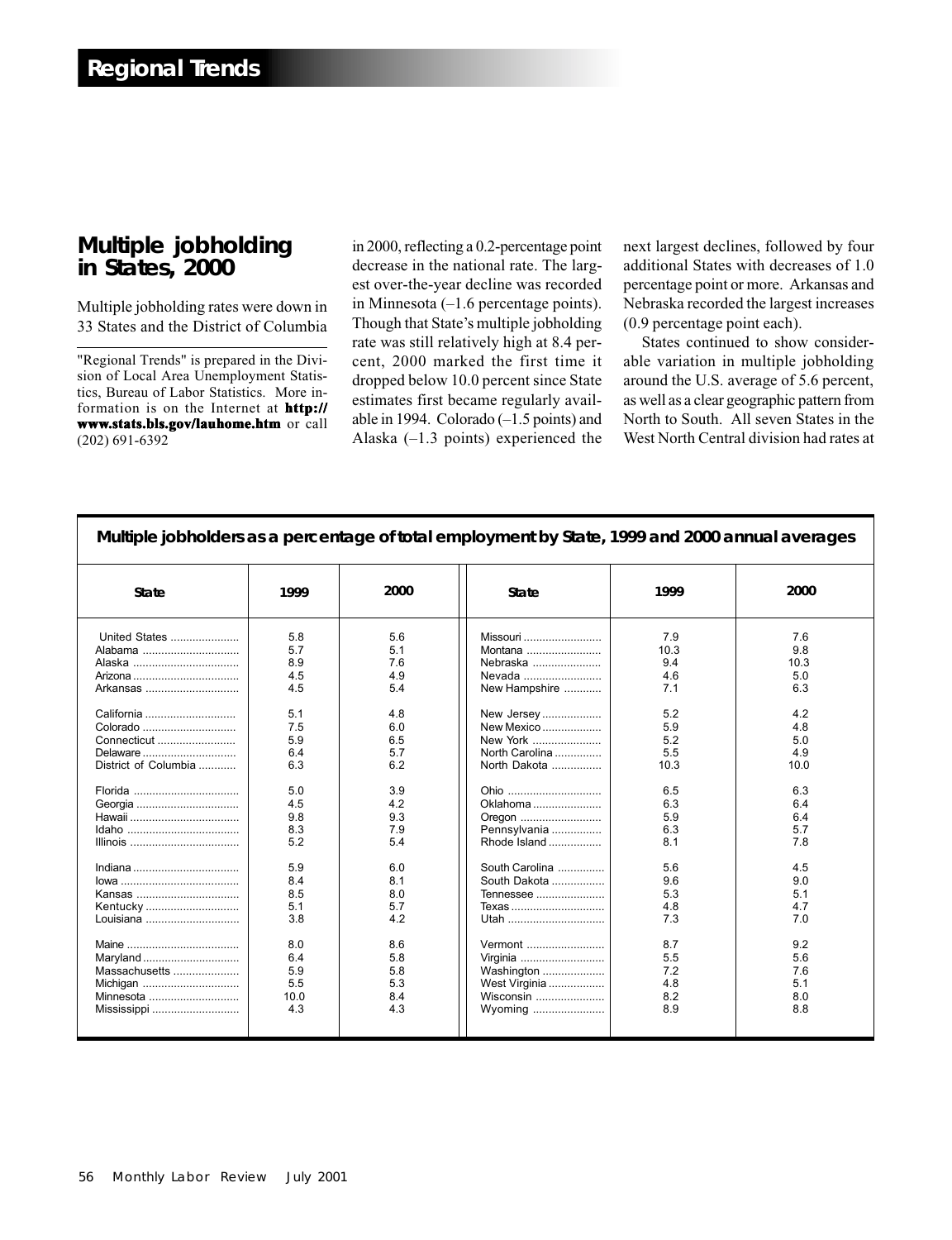## Regional Trends

# Multiple jobholding in States, 2000

Multiple jobholding rates were down in 33 States and the District of Columbia in 2000, reflecting a 0.2-percentage point decrease in the national rate. The largest over-the-year decline was recorded in Minnesota (–1.6 percentage points). Though that State's multiple jobholding rate was still relatively high at 8.4 percent, 2000 marked the first time it dropped below 10.0 percent since State estimates first became regularly available in 1994. Colorado (–1.5 points) and Alaska (–1.3 points) experienced the next largest declines, followed by four additional States with decreases of 1.0 percentage point or more. Arkansas and Nebraska recorded the largest increases (0.9 percentage point each).

States continued to show considerable variation in multiple jobholding around the U.S. average of 5.6 percent, as well as a clear geographic pattern from North to South. All seven States in the West North Central division had rates at

"Regional Trends" is prepared in the Division of Local Area Unemployment Statistics, Bureau of Labor Statistics. More information is on the Internet at **http://www.stats.bls.gov/lauhome.htm** or call (202) 691-6392

**Multiple jobholders as a percentage of total employment by State, 1999 and 2000 annual averages**

| State | 1999 | 2000 | State | 1999 | 2000 |
|---|---|---|---|---|---|
| United States | 5.8 | 5.6 | Missouri | 7.9 | 7.6 |
| Alabama | 5.7 | 5.1 | Montana | 10.3 | 9.8 |
| Alaska | 8.9 | 7.6 | Nebraska | 9.4 | 10.3 |
| Arizona | 4.5 | 4.9 | Nevada | 4.6 | 5.0 |
| Arkansas | 4.5 | 5.4 | New Hampshire | 7.1 | 6.3 |
| California | 5.1 | 4.8 | New Jersey | 5.2 | 4.2 |
| Colorado | 7.5 | 6.0 | New Mexico | 5.9 | 4.8 |
| Connecticut | 5.9 | 6.5 | New York | 5.2 | 5.0 |
| Delaware | 6.4 | 5.7 | North Carolina | 5.5 | 4.9 |
| District of Columbia | 6.3 | 6.2 | North Dakota | 10.3 | 10.0 |
| Florida | 5.0 | 3.9 | Ohio | 6.5 | 6.3 |
| Georgia | 4.5 | 4.2 | Oklahoma | 6.3 | 6.4 |
| Hawaii | 9.8 | 9.3 | Oregon | 5.9 | 6.4 |
| Idaho | 8.3 | 7.9 | Pennsylvania | 6.3 | 5.7 |
| Illinois | 5.2 | 5.4 | Rhode Island | 8.1 | 7.8 |
| Indiana | 5.9 | 6.0 | South Carolina | 5.6 | 4.5 |
| Iowa | 8.4 | 8.1 | South Dakota | 9.6 | 9.0 |
| Kansas | 8.5 | 8.0 | Tennessee | 5.3 | 5.1 |
| Kentucky | 5.1 | 5.7 | Texas | 4.8 | 4.7 |
| Louisiana | 3.8 | 4.2 | Utah | 7.3 | 7.0 |
| Maine | 8.0 | 8.6 | Vermont | 8.7 | 9.2 |
| Maryland | 6.4 | 5.8 | Virginia | 5.5 | 5.6 |
| Massachusetts | 5.9 | 5.8 | Washington | 7.2 | 7.6 |
| Michigan | 5.5 | 5.3 | West Virginia | 4.8 | 5.1 |
| Minnesota | 10.0 | 8.4 | Wisconsin | 8.2 | 8.0 |
| Mississippi | 4.3 | 4.3 | Wyoming | 8.9 | 8.8 |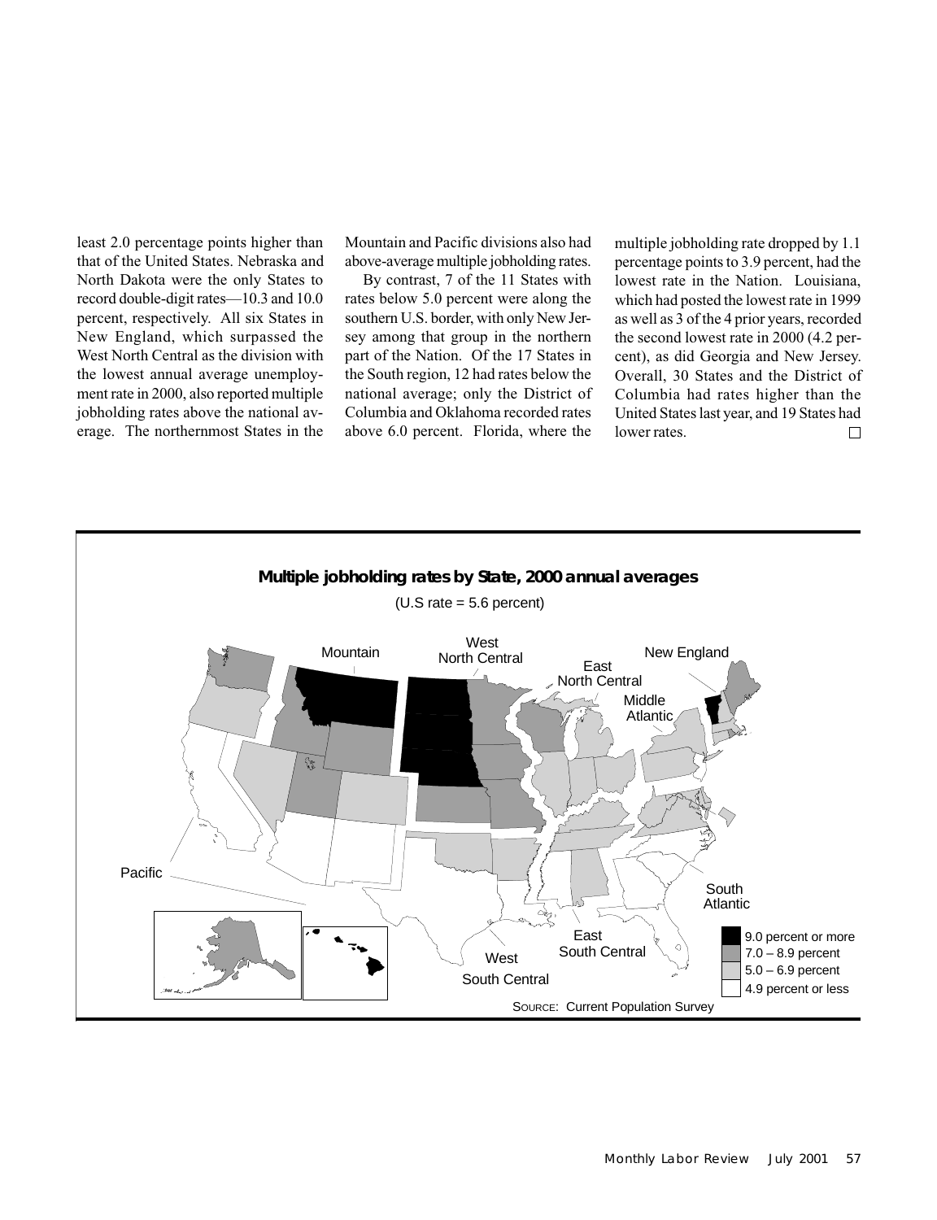least 2.0 percentage points higher than that of the United States. Nebraska and North Dakota were the only States to record double-digit rates—10.3 and 10.0 percent, respectively. All six States in New England, which surpassed the West North Central as the division with the lowest annual average unemployment rate in 2000, also reported multiple jobholding rates above the national average. The northernmost States in the Mountain and Pacific divisions also had above-average multiple jobholding rates.

By contrast, 7 of the 11 States with rates below 5.0 percent were along the southern U.S. border, with only New Jersey among that group in the northern part of the Nation. Of the 17 States in the South region, 12 had rates below the national average; only the District of Columbia and Oklahoma recorded rates above 6.0 percent. Florida, where the multiple jobholding rate dropped by 1.1 percentage points to 3.9 percent, had the lowest rate in the Nation. Louisiana, which had posted the lowest rate in 1999 as well as 3 of the 4 prior years, recorded the second lowest rate in 2000 (4.2 percent), as did Georgia and New Jersey. Overall, 30 States and the District of Columbia had rates higher than the United States last year, and 19 States had lower rates. □

**Multiple jobholding rates by State, 2000 annual averages**

(U.S rate = 5.6 percent)

Mountain
West North Central
East North Central
New England
Middle Atlantic
Pacific
South Atlantic
East South Central
West South Central

9.0 percent or more
7.0 – 8.9 percent
5.0 – 6.9 percent
4.9 percent or less

SOURCE: Current Population Survey